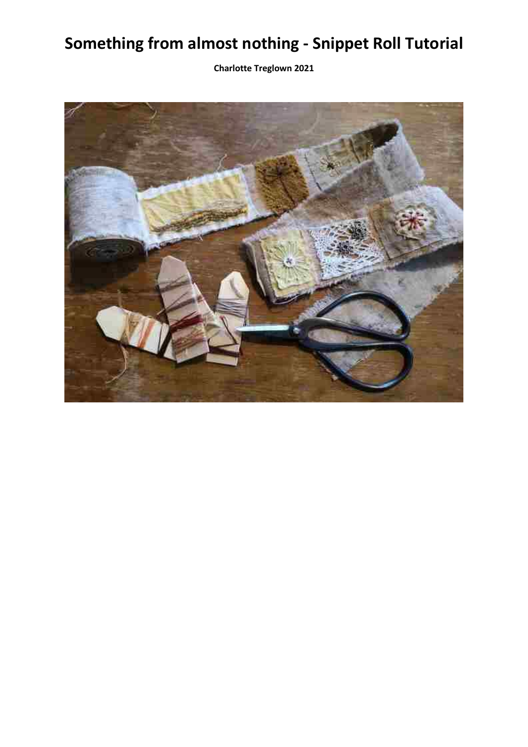# Something from almost nothing - Snippet Roll Tutorial

**Charlotte Treglown 2021**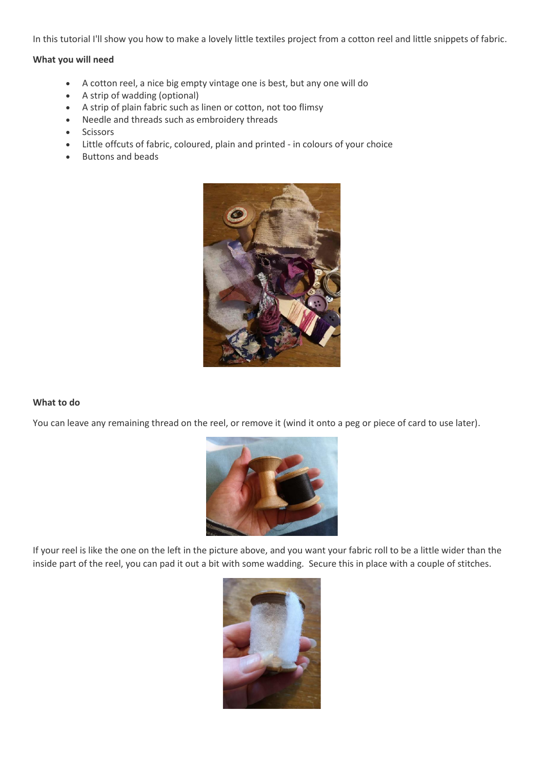In this tutorial I'll show you how to make a lovely little textiles project from a cotton reel and little snippets of fabric.

**What you will need**

- A cotton reel, a nice big empty vintage one is best, but any one will do
- A strip of wadding (optional)
- A strip of plain fabric such as linen or cotton, not too flimsy
- Needle and threads such as embroidery threads
- Scissors
- Little offcuts of fabric, coloured, plain and printed - in colours of your choice
- Buttons and beads

**What to do**

You can leave any remaining thread on the reel, or remove it (wind it onto a peg or piece of card to use later).

If your reel is like the one on the left in the picture above, and you want your fabric roll to be a little wider than the inside part of the reel, you can pad it out a bit with some wadding. Secure this in place with a couple of stitches.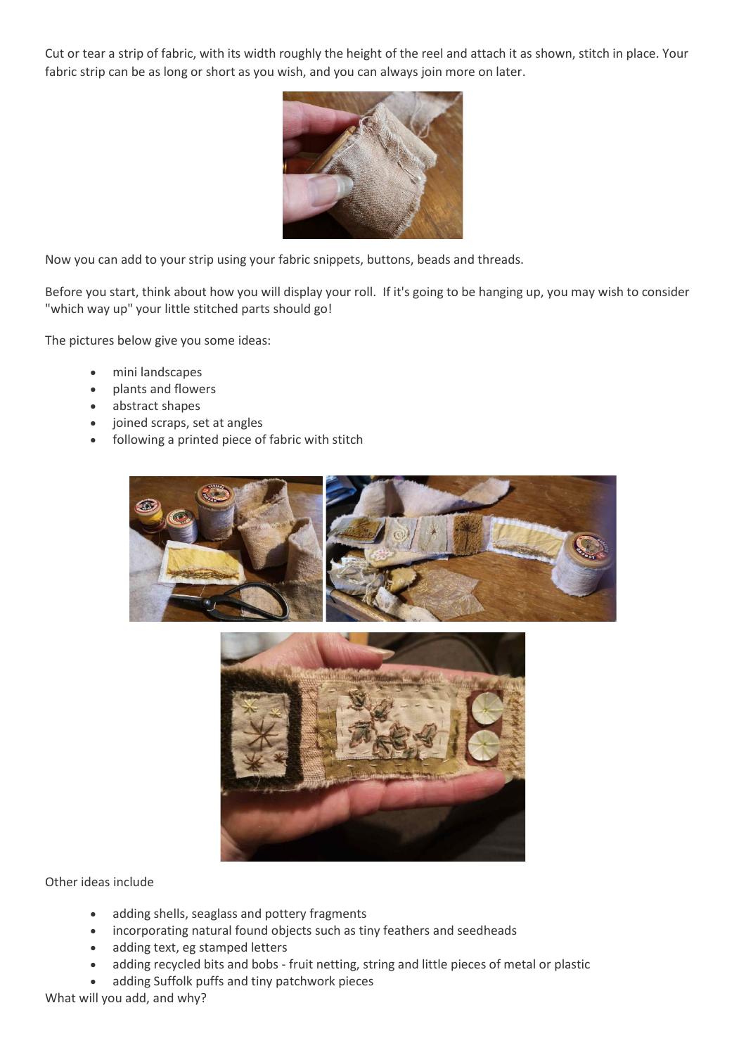Cut or tear a strip of fabric, with its width roughly the height of the reel and attach it as shown, stitch in place. Your fabric strip can be as long or short as you wish, and you can always join more on later.

Now you can add to your strip using your fabric snippets, buttons, beads and threads.

Before you start, think about how you will display your roll. If it's going to be hanging up, you may wish to consider "which way up" your little stitched parts should go!

The pictures below give you some ideas:

- mini landscapes
- plants and flowers
- abstract shapes
- joined scraps, set at angles
- following a printed piece of fabric with stitch

Other ideas include

- adding shells, seaglass and pottery fragments
- incorporating natural found objects such as tiny feathers and seedheads
- adding text, eg stamped letters
- adding recycled bits and bobs - fruit netting, string and little pieces of metal or plastic
- adding Suffolk puffs and tiny patchwork pieces

What will you add, and why?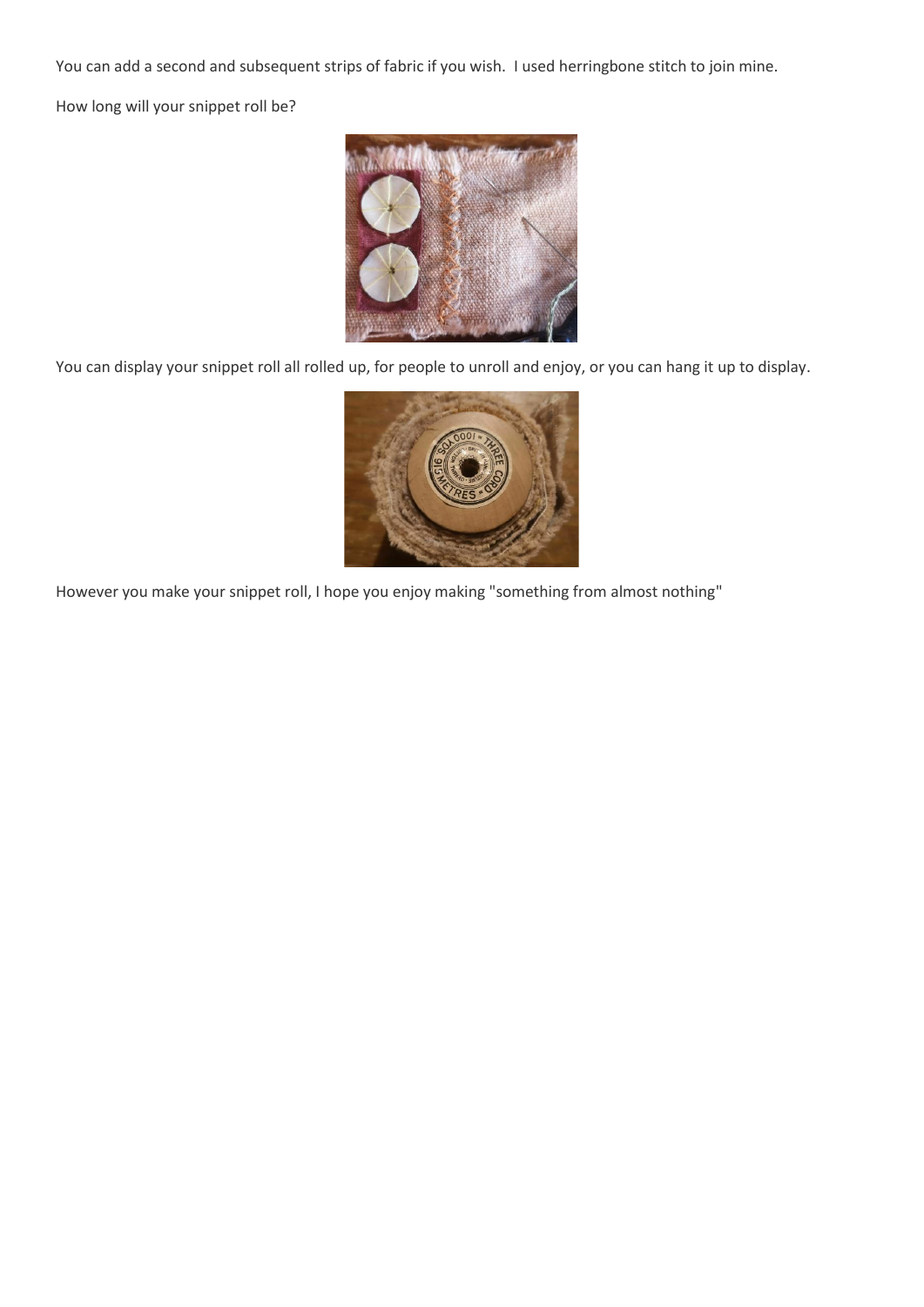You can add a second and subsequent strips of fabric if you wish. I used herringbone stitch to join mine.

How long will your snippet roll be?

You can display your snippet roll all rolled up, for people to unroll and enjoy, or you can hang it up to display.

However you make your snippet roll, I hope you enjoy making "something from almost nothing"